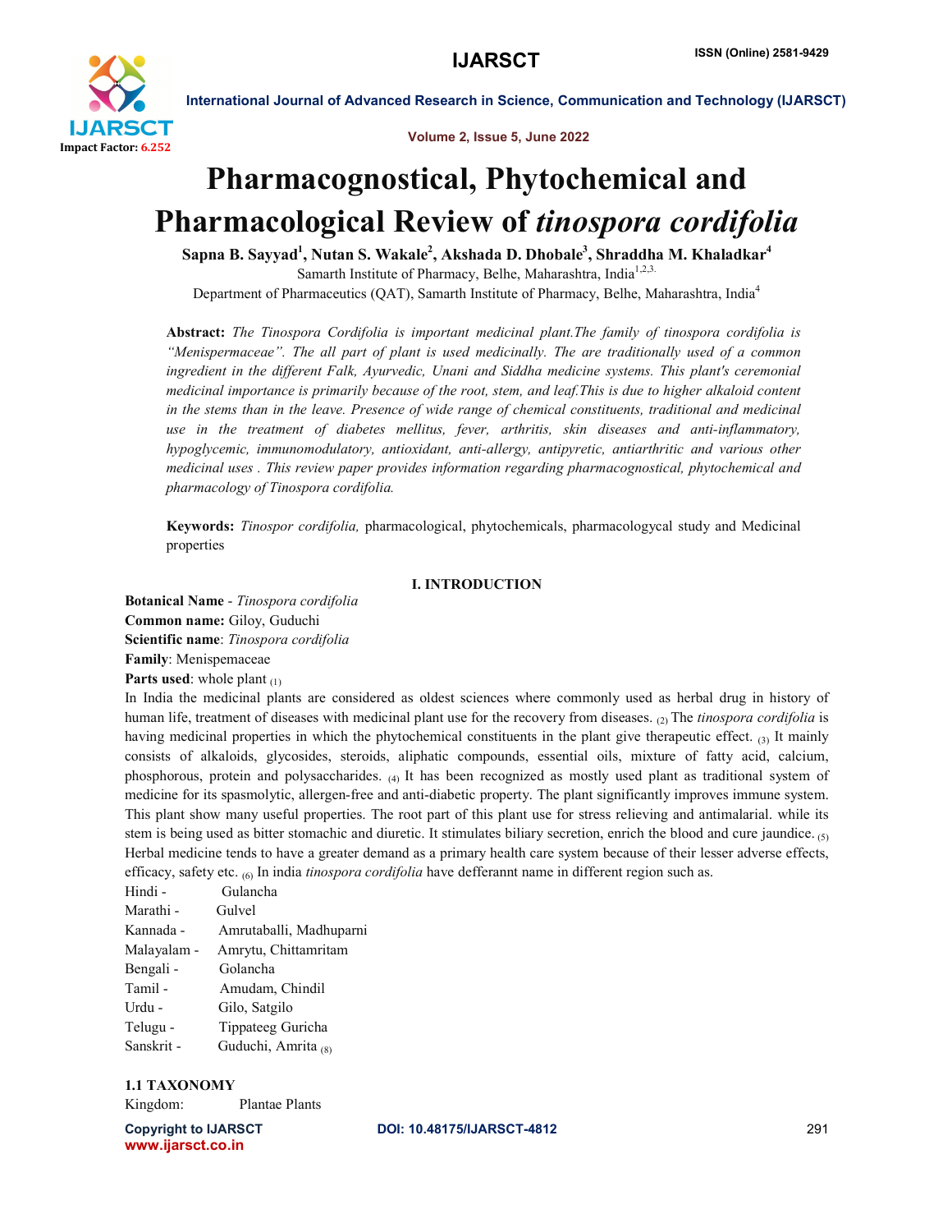# Pharmacognostical, Phytochemical and Pharmacological Review of *tinospora cordifolia*

**Sapna B. Sayyad[1], Nutan S. Wakale[2], Akshada D. Dhobale[3], Shraddha M. Khaladkar[4]**

Samarth Institute of Pharmacy, Belhe, Maharashtra, India[1,2,3.]

Department of Pharmaceutics (QAT), Samarth Institute of Pharmacy, Belhe, Maharashtra, India[4]

**Abstract:** *The Tinospora Cordifolia is important medicinal plant.The family of tinospora cordifolia is "Menispermaceae". The all part of plant is used medicinally. The are traditionally used of a common ingredient in the different Falk, Ayurvedic, Unani and Siddha medicine systems. This plant's ceremonial medicinal importance is primarily because of the root, stem, and leaf.This is due to higher alkaloid content in the stems than in the leave. Presence of wide range of chemical constituents, traditional and medicinal use in the treatment of diabetes mellitus, fever, arthritis, skin diseases and anti-inflammatory, hypoglycemic, immunomodulatory, antioxidant, anti-allergy, antipyretic, antiarthritic and various other medicinal uses . This review paper provides information regarding pharmacognostical, phytochemical and pharmacology of Tinospora cordifolia.*

**Keywords:** *Tinospor cordifolia,* pharmacological, phytochemicals, pharmacologycal study and Medicinal properties

## I. INTRODUCTION

**Botanical Name** - *Tinospora cordifolia*

**Common name:** Giloy, Guduchi

**Scientific name**: *Tinospora cordifolia*

**Family**: Menispemaceae

**Parts used**: whole plant (1)

In India the medicinal plants are considered as oldest sciences where commonly used as herbal drug in history of human life, treatment of diseases with medicinal plant use for the recovery from diseases. (2) The *tinospora cordifolia* is having medicinal properties in which the phytochemical constituents in the plant give therapeutic effect. (3) It mainly consists of alkaloids, glycosides, steroids, aliphatic compounds, essential oils, mixture of fatty acid, calcium, phosphorous, protein and polysaccharides. (4) It has been recognized as mostly used plant as traditional system of medicine for its spasmolytic, allergen-free and anti-diabetic property. The plant significantly improves immune system. This plant show many useful properties. The root part of this plant use for stress relieving and antimalarial. while its stem is being used as bitter stomachic and diuretic. It stimulates biliary secretion, enrich the blood and cure jaundice. (5) Herbal medicine tends to have a greater demand as a primary health care system because of their lesser adverse effects, efficacy, safety etc. (6) In india *tinospora cordifolia* have defferannt name in different region such as.

Hindi - Gulancha

Marathi - Gulvel

Kannada - Amrutaballi, Madhuparni

Malayalam - Amrytu, Chittamritam

Bengali - Golancha

Tamil - Amudam, Chindil

Urdu - Gilo, Satgilo

Telugu - Tippateeg Guricha

Sanskrit - Guduchi, Amrita (8)

### 1.1 TAXONOMY

Kingdom: Plantae Plants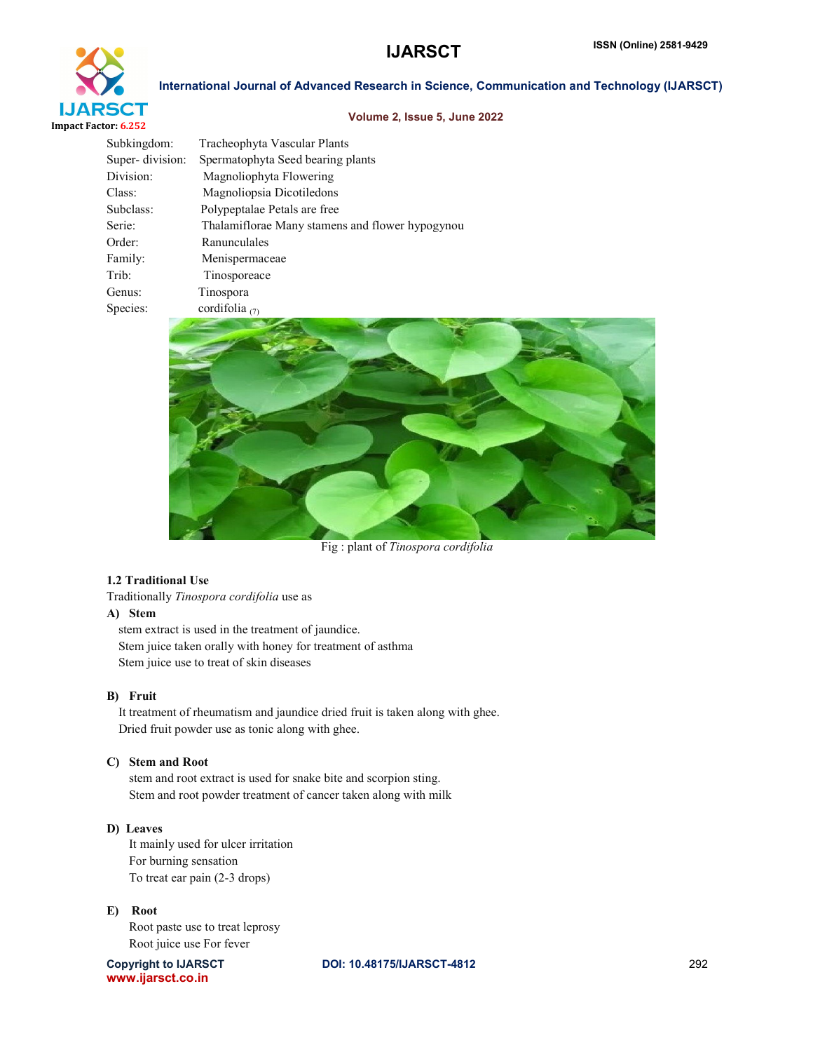| | |
|---|---|
| Subkingdom: | Tracheophyta Vascular Plants |
| Super- division: | Spermatophyta Seed bearing plants |
| Division: | Magnoliophyta Flowering |
| Class: | Magnoliopsia Dicotiledons |
| Subclass: | Polypeptalae Petals are free |
| Serie: | Thalamiflorae Many stamens and flower hypogynou |
| Order: | Ranunculales |
| Family: | Menispermaceae |
| Trib: | Tinosporeace |
| Genus: | Tinospora |
| Species: | cordifolia (7) |

Fig : plant of *Tinospora cordifolia*

### 1.2 Traditional Use

Traditionally *Tinospora cordifolia* use as

**A) Stem**

stem extract is used in the treatment of jaundice.
Stem juice taken orally with honey for treatment of asthma
Stem juice use to treat of skin diseases

**B) Fruit**

It treatment of rheumatism and jaundice dried fruit is taken along with ghee.
Dried fruit powder use as tonic along with ghee.

**C) Stem and Root**

stem and root extract is used for snake bite and scorpion sting.
Stem and root powder treatment of cancer taken along with milk

**D) Leaves**

It mainly used for ulcer irritation
For burning sensation
To treat ear pain (2-3 drops)

**E) Root**

Root paste use to treat leprosy
Root juice use For fever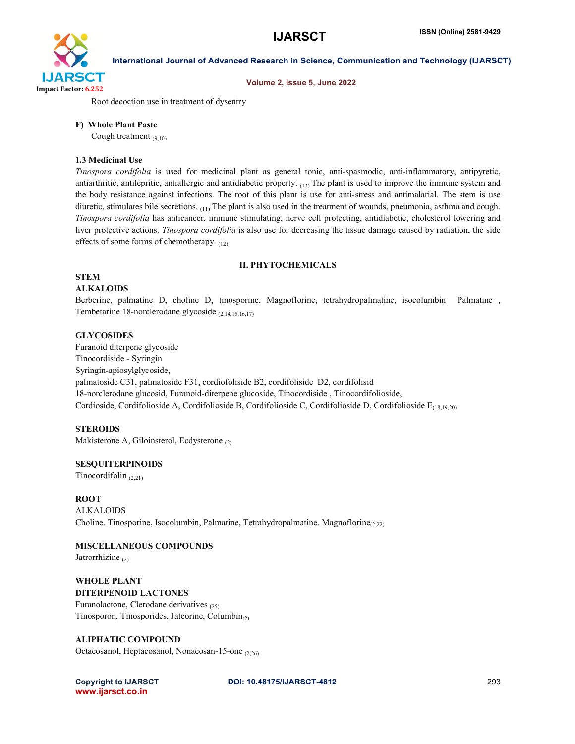Root decoction use in treatment of dysentry

**F) Whole Plant Paste**

Cough treatment [9,10]

### 1.3 Medicinal Use

*Tinospora cordifolia* is used for medicinal plant as general tonic, anti-spasmodic, anti-inflammatory, antipyretic, antiarthritic, antilepritic, antiallergic and antidiabetic property. [13] The plant is used to improve the immune system and the body resistance against infections. The root of this plant is use for anti-stress and antimalarial. The stem is use diuretic, stimulates bile secretions. [11] The plant is also used in the treatment of wounds, pneumonia, asthma and cough. *Tinospora cordifolia* has anticancer, immune stimulating, nerve cell protecting, antidiabetic, cholesterol lowering and liver protective actions. *Tinospora cordifolia* is also use for decreasing the tissue damage caused by radiation, the side effects of some forms of chemotherapy. [12]

## II. PHYTOCHEMICALS

**STEM**

**ALKALOIDS**

Berberine, palmatine D, choline D, tinosporine, Magnoflorine, tetrahydropalmatine, isocolumbin Palmatine , Tembetarine 18-norclerodane glycoside [2,14,15,16,17]

**GLYCOSIDES**

Furanoid diterpene glycoside
Tinocordiside - Syringin
Syringin-apiosylglycoside,
palmatoside C31, palmatoside F31, cordiofoliside B2, cordifoliside D2, cordifolisid
18-norclerodane glucosid, Furanoid-diterpene glucoside, Tinocordiside , Tinocordifolioside,
Cordioside, Cordifolioside A, Cordifolioside B, Cordifolioside C, Cordifolioside D, Cordifolioside E[18,19,20]

**STEROIDS**

Makisterone A, Giloinsterol, Ecdysterone [2]

**SESQUITERPINOIDS**

Tinocordifolin [2,21]

**ROOT**

ALKALOIDS

Choline, Tinosporine, Isocolumbin, Palmatine, Tetrahydropalmatine, Magnoflorine[2,22]

**MISCELLANEOUS COMPOUNDS**

Jatrorrhizine [2]

**WHOLE PLANT**

**DITERPENOID LACTONES**

Furanolactone, Clerodane derivatives [25]
Tinosporon, Tinosporides, Jateorine, Columbin[2]

**ALIPHATIC COMPOUND**

Octacosanol, Heptacosanol, Nonacosan-15-one [2,26]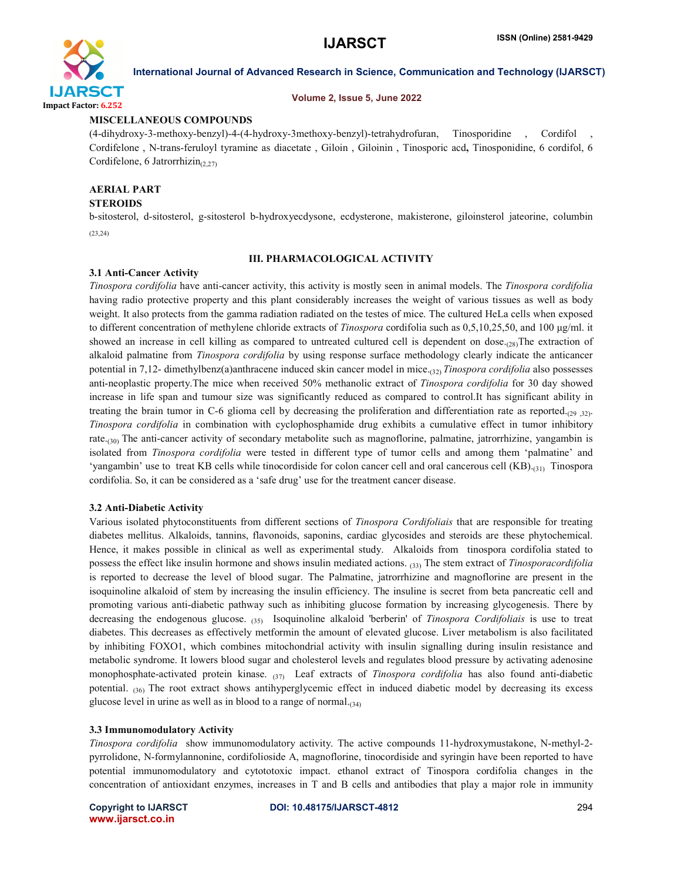**MISCELLANEOUS COMPOUNDS**

(4-dihydroxy-3-methoxy-benzyl)-4-(4-hydroxy-3methoxy-benzyl)-tetrahydrofuran, Tinosporidine , Cordifol , Cordifelone , N-trans-feruloyl tyramine as diacetate , Giloin , Giloinin , Tinosporic acd**,** Tinosponidine, 6 cordifol, 6 Cordifelone, 6 Jatrorrhizin(2,27)

**AERIAL PART**

**STEROIDS**

b-sitosterol, d-sitosterol, g-sitosterol b-hydroxyecdysone, ecdysterone, makisterone, giloinsterol jateorine, columbin (23,24)

## III. PHARMACOLOGICAL ACTIVITY

### 3.1 Anti-Cancer Activity

*Tinospora cordifolia* have anti-cancer activity, this activity is mostly seen in animal models. The *Tinospora cordifolia* having radio protective property and this plant considerably increases the weight of various tissues as well as body weight. It also protects from the gamma radiation radiated on the testes of mice. The cultured HeLa cells when exposed to different concentration of methylene chloride extracts of *Tinospora* cordifolia such as 0,5,10,25,50, and 100 µg/ml. it showed an increase in cell killing as compared to untreated cultured cell is dependent on dose.(28)The extraction of alkaloid palmatine from *Tinospora cordifolia* by using response surface methodology clearly indicate the anticancer potential in 7,12- dimethylbenz(a)anthracene induced skin cancer model in mice.(32) *Tinospora cordifolia* also possesses anti-neoplastic property.The mice when received 50% methanolic extract of *Tinospora cordifolia* for 30 day showed increase in life span and tumour size was significantly reduced as compared to control.It has significant ability in treating the brain tumor in C-6 glioma cell by decreasing the proliferation and differentiation rate as reported.(29 ,32). *Tinospora cordifolia* in combination with cyclophosphamide drug exhibits a cumulative effect in tumor inhibitory rate.(30) The anti-cancer activity of secondary metabolite such as magnoflorine, palmatine, jatrorrhizine, yangambin is isolated from *Tinospora cordifolia* were tested in different type of tumor cells and among them 'palmatine' and 'yangambin' use to treat KB cells while tinocordiside for colon cancer cell and oral cancerous cell (KB).(31) Tinospora cordifolia. So, it can be considered as a 'safe drug' use for the treatment cancer disease.

### 3.2 Anti-Diabetic Activity

Various isolated phytoconstituents from different sections of *Tinospora Cordifoliais* that are responsible for treating diabetes mellitus. Alkaloids, tannins, flavonoids, saponins, cardiac glycosides and steroids are these phytochemical. Hence, it makes possible in clinical as well as experimental study. Alkaloids from tinospora cordifolia stated to possess the effect like insulin hormone and shows insulin mediated actions. (33) The stem extract of *Tinosporacordifolia* is reported to decrease the level of blood sugar. The Palmatine, jatrorrhizine and magnoflorine are present in the isoquinoline alkaloid of stem by increasing the insulin efficiency. The insuline is secret from beta pancreatic cell and promoting various anti-diabetic pathway such as inhibiting glucose formation by increasing glycogenesis. There by decreasing the endogenous glucose. (35) Isoquinoline alkaloid 'berberin' of *Tinospora Cordifoliais* is use to treat diabetes. This decreases as effectively metformin the amount of elevated glucose. Liver metabolism is also facilitated by inhibiting FOXO1, which combines mitochondrial activity with insulin signalling during insulin resistance and metabolic syndrome. It lowers blood sugar and cholesterol levels and regulates blood pressure by activating adenosine monophosphate-activated protein kinase. (37) Leaf extracts of *Tinospora cordifolia* has also found anti-diabetic potential. (36) The root extract shows antihyperglycemic effect in induced diabetic model by decreasing its excess glucose level in urine as well as in blood to a range of normal.(34)

### 3.3 Immunomodulatory Activity

*Tinospora cordifolia* show immunomodulatory activity. The active compounds 11-hydroxymustakone, N-methyl-2-pyrrolidone, N-formylannonine, cordifolioside A, magnoflorine, tinocordiside and syringin have been reported to have potential immunomodulatory and cytototoxic impact. ethanol extract of Tinospora cordifolia changes in the concentration of antioxidant enzymes, increases in T and B cells and antibodies that play a major role in immunity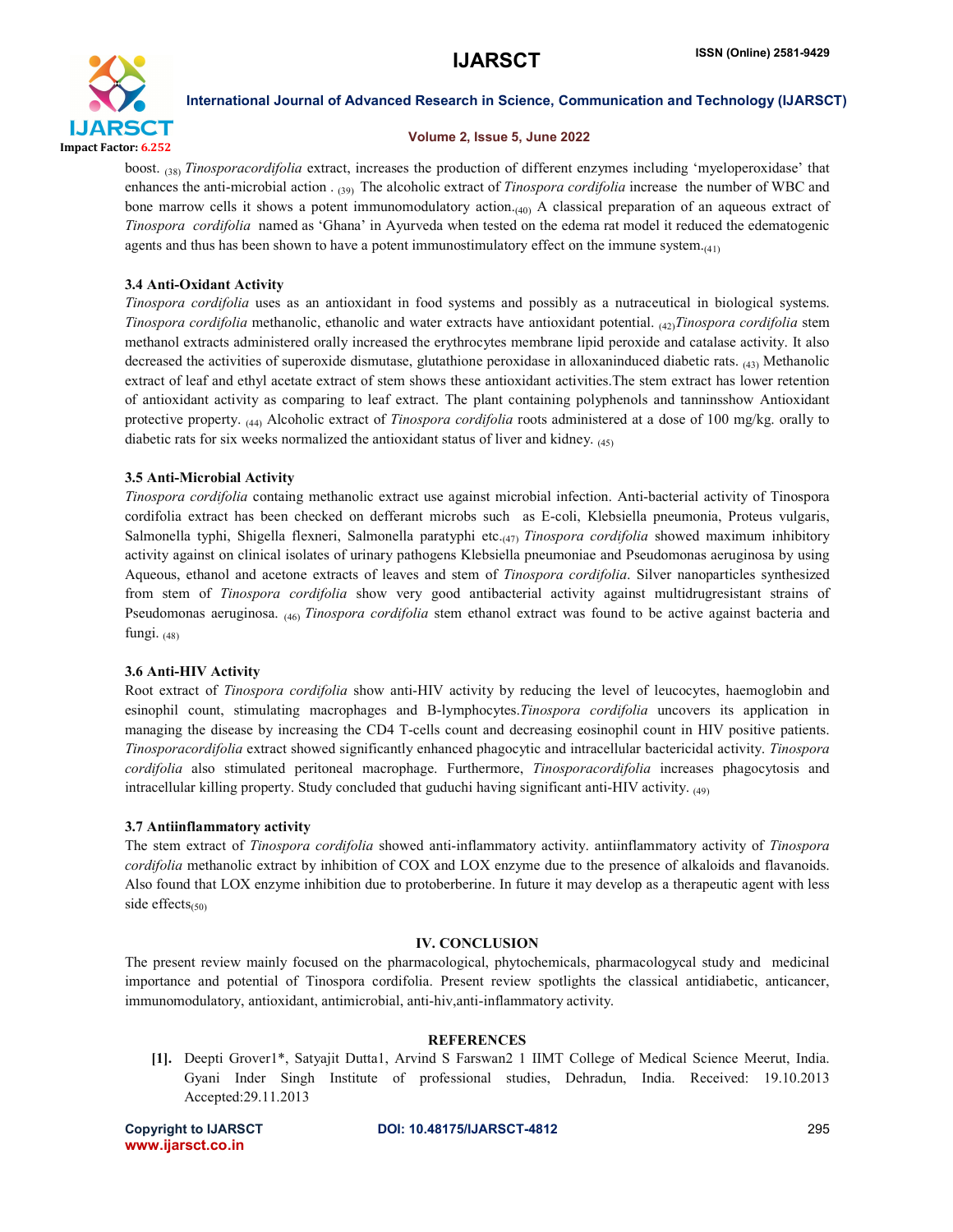boost. (38) *Tinosporacordifolia* extract, increases the production of different enzymes including 'myeloperoxidase' that enhances the anti-microbial action . (39) The alcoholic extract of *Tinospora cordifolia* increase the number of WBC and bone marrow cells it shows a potent immunomodulatory action.(40) A classical preparation of an aqueous extract of *Tinospora cordifolia* named as 'Ghana' in Ayurveda when tested on the edema rat model it reduced the edematogenic agents and thus has been shown to have a potent immunostimulatory effect on the immune system.(41)

### 3.4 Anti-Oxidant Activity

*Tinospora cordifolia* uses as an antioxidant in food systems and possibly as a nutraceutical in biological systems. *Tinospora cordifolia* methanolic, ethanolic and water extracts have antioxidant potential. (42)*Tinospora cordifolia* stem methanol extracts administered orally increased the erythrocytes membrane lipid peroxide and catalase activity. It also decreased the activities of superoxide dismutase, glutathione peroxidase in alloxaninduced diabetic rats. (43) Methanolic extract of leaf and ethyl acetate extract of stem shows these antioxidant activities.The stem extract has lower retention of antioxidant activity as comparing to leaf extract. The plant containing polyphenols and tanninsshow Antioxidant protective property. (44) Alcoholic extract of *Tinospora cordifolia* roots administered at a dose of 100 mg/kg. orally to diabetic rats for six weeks normalized the antioxidant status of liver and kidney. (45)

### 3.5 Anti-Microbial Activity

*Tinospora cordifolia* containg methanolic extract use against microbial infection. Anti-bacterial activity of Tinospora cordifolia extract has been checked on defferant microbs such as E-coli, Klebsiella pneumonia, Proteus vulgaris, Salmonella typhi, Shigella flexneri, Salmonella paratyphi etc.(47) *Tinospora cordifolia* showed maximum inhibitory activity against on clinical isolates of urinary pathogens Klebsiella pneumoniae and Pseudomonas aeruginosa by using Aqueous, ethanol and acetone extracts of leaves and stem of *Tinospora cordifolia*. Silver nanoparticles synthesized from stem of *Tinospora cordifolia* show very good antibacterial activity against multidrugresistant strains of Pseudomonas aeruginosa. (46) *Tinospora cordifolia* stem ethanol extract was found to be active against bacteria and fungi. (48)

### 3.6 Anti-HIV Activity

Root extract of *Tinospora cordifolia* show anti-HIV activity by reducing the level of leucocytes, haemoglobin and esinophil count, stimulating macrophages and B-lymphocytes.*Tinospora cordifolia* uncovers its application in managing the disease by increasing the CD4 T-cells count and decreasing eosinophil count in HIV positive patients. *Tinosporacordifolia* extract showed significantly enhanced phagocytic and intracellular bactericidal activity. *Tinospora cordifolia* also stimulated peritoneal macrophage. Furthermore, *Tinosporacordifolia* increases phagocytosis and intracellular killing property. Study concluded that guduchi having significant anti-HIV activity. (49)

### 3.7 Antiinflammatory activity

The stem extract of *Tinospora cordifolia* showed anti-inflammatory activity. antiinflammatory activity of *Tinospora cordifolia* methanolic extract by inhibition of COX and LOX enzyme due to the presence of alkaloids and flavanoids. Also found that LOX enzyme inhibition due to protoberberine. In future it may develop as a therapeutic agent with less side effects(50)

## IV. CONCLUSION

The present review mainly focused on the pharmacological, phytochemicals, pharmacologycal study and medicinal importance and potential of Tinospora cordifolia. Present review spotlights the classical antidiabetic, anticancer, immunomodulatory, antioxidant, antimicrobial, anti-hiv,anti-inflammatory activity.

## REFERENCES

[1]. Deepti Grover1*, Satyajit Dutta1, Arvind S Farswan2 1 IIMT College of Medical Science Meerut, India. Gyani Inder Singh Institute of professional studies, Dehradun, India. Received: 19.10.2013 Accepted:29.11.2013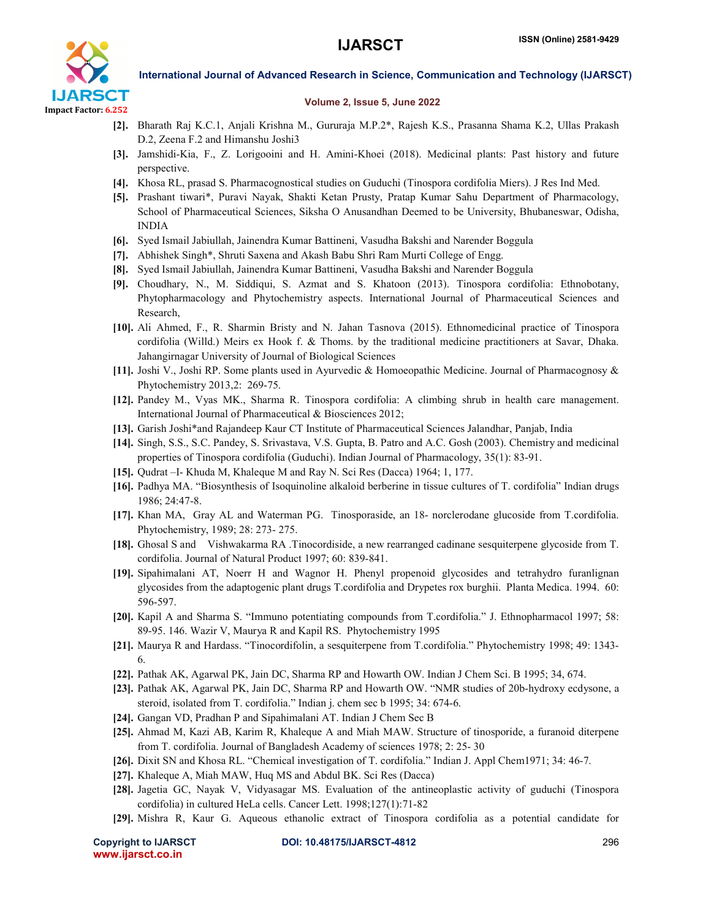[2]. Bharath Raj K.C.1, Anjali Krishna M., Gururaja M.P.2*, Rajesh K.S., Prasanna Shama K.2, Ullas Prakash D.2, Zeena F.2 and Himanshu Joshi3

[3]. Jamshidi-Kia, F., Z. Lorigooini and H. Amini-Khoei (2018). Medicinal plants: Past history and future perspective.

[4]. Khosa RL, prasad S. Pharmacognostical studies on Guduchi (Tinospora cordifolia Miers). J Res Ind Med.

[5]. Prashant tiwari*, Puravi Nayak, Shakti Ketan Prusty, Pratap Kumar Sahu Department of Pharmacology, School of Pharmaceutical Sciences, Siksha O Anusandhan Deemed to be University, Bhubaneswar, Odisha, INDIA

[6]. Syed Ismail Jabiullah, Jainendra Kumar Battineni, Vasudha Bakshi and Narender Boggula

[7]. Abhishek Singh*, Shruti Saxena and Akash Babu Shri Ram Murti College of Engg.

[8]. Syed Ismail Jabiullah, Jainendra Kumar Battineni, Vasudha Bakshi and Narender Boggula

[9]. Choudhary, N., M. Siddiqui, S. Azmat and S. Khatoon (2013). Tinospora cordifolia: Ethnobotany, Phytopharmacology and Phytochemistry aspects. International Journal of Pharmaceutical Sciences and Research,

[10]. Ali Ahmed, F., R. Sharmin Bristy and N. Jahan Tasnova (2015). Ethnomedicinal practice of Tinospora cordifolia (Willd.) Meirs ex Hook f. & Thoms. by the traditional medicine practitioners at Savar, Dhaka. Jahangirnagar University of Journal of Biological Sciences

[11]. Joshi V., Joshi RP. Some plants used in Ayurvedic & Homoeopathic Medicine. Journal of Pharmacognosy & Phytochemistry 2013,2: 269-75.

[12]. Pandey M., Vyas MK., Sharma R. Tinospora cordifolia: A climbing shrub in health care management. International Journal of Pharmaceutical & Biosciences 2012;

[13]. Garish Joshi*and Rajandeep Kaur CT Institute of Pharmaceutical Sciences Jalandhar, Panjab, India

[14]. Singh, S.S., S.C. Pandey, S. Srivastava, V.S. Gupta, B. Patro and A.C. Gosh (2003). Chemistry and medicinal properties of Tinospora cordifolia (Guduchi). Indian Journal of Pharmacology, 35(1): 83-91.

[15]. Qudrat –I- Khuda M, Khaleque M and Ray N. Sci Res (Dacca) 1964; 1, 177.

[16]. Padhya MA. "Biosynthesis of Isoquinoline alkaloid berberine in tissue cultures of T. cordifolia" Indian drugs 1986; 24:47-8.

[17]. Khan MA, Gray AL and Waterman PG. Tinosporaside, an 18- norclerodane glucoside from T.cordifolia. Phytochemistry, 1989; 28: 273- 275.

[18]. Ghosal S and Vishwakarma RA .Tinocordiside, a new rearranged cadinane sesquiterpene glycoside from T. cordifolia. Journal of Natural Product 1997; 60: 839-841.

[19]. Sipahimalani AT, Noerr H and Wagnor H. Phenyl propenoid glycosides and tetrahydro furanlignan glycosides from the adaptogenic plant drugs T.cordifolia and Drypetes rox burghii. Planta Medica. 1994. 60: 596-597.

[20]. Kapil A and Sharma S. "Immuno potentiating compounds from T.cordifolia." J. Ethnopharmacol 1997; 58: 89-95. 146. Wazir V, Maurya R and Kapil RS. Phytochemistry 1995

[21]. Maurya R and Hardass. "Tinocordifolin, a sesquiterpene from T.cordifolia." Phytochemistry 1998; 49: 1343-6.

[22]. Pathak AK, Agarwal PK, Jain DC, Sharma RP and Howarth OW. Indian J Chem Sci. B 1995; 34, 674.

[23]. Pathak AK, Agarwal PK, Jain DC, Sharma RP and Howarth OW. "NMR studies of 20b-hydroxy ecdysone, a steroid, isolated from T. cordifolia." Indian j. chem sec b 1995; 34: 674-6.

[24]. Gangan VD, Pradhan P and Sipahimalani AT. Indian J Chem Sec B

[25]. Ahmad M, Kazi AB, Karim R, Khaleque A and Miah MAW. Structure of tinosporide, a furanoid diterpene from T. cordifolia. Journal of Bangladesh Academy of sciences 1978; 2: 25- 30

[26]. Dixit SN and Khosa RL. "Chemical investigation of T. cordifolia." Indian J. Appl Chem1971; 34: 46-7.

[27]. Khaleque A, Miah MAW, Huq MS and Abdul BK. Sci Res (Dacca)

[28]. Jagetia GC, Nayak V, Vidyasagar MS. Evaluation of the antineoplastic activity of guduchi (Tinospora cordifolia) in cultured HeLa cells. Cancer Lett. 1998;127(1):71-82

[29]. Mishra R, Kaur G. Aqueous ethanolic extract of Tinospora cordifolia as a potential candidate for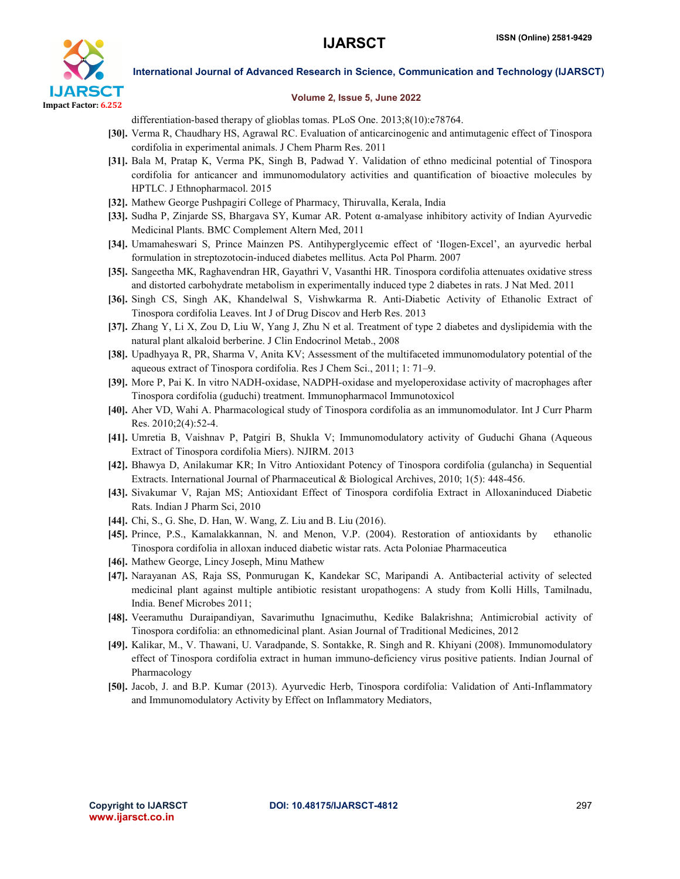differentiation-based therapy of glioblas tomas. PLoS One. 2013;8(10):e78764.

- **[30].** Verma R, Chaudhary HS, Agrawal RC. Evaluation of anticarcinogenic and antimutagenic effect of Tinospora cordifolia in experimental animals. J Chem Pharm Res. 2011
- **[31].** Bala M, Pratap K, Verma PK, Singh B, Padwad Y. Validation of ethno medicinal potential of Tinospora cordifolia for anticancer and immunomodulatory activities and quantification of bioactive molecules by HPTLC. J Ethnopharmacol. 2015
- **[32].** Mathew George Pushpagiri College of Pharmacy, Thiruvalla, Kerala, India
- **[33].** Sudha P, Zinjarde SS, Bhargava SY, Kumar AR. Potent α-amalyase inhibitory activity of Indian Ayurvedic Medicinal Plants. BMC Complement Altern Med, 2011
- **[34].** Umamaheswari S, Prince Mainzen PS. Antihyperglycemic effect of 'Ilogen-Excel', an ayurvedic herbal formulation in streptozotocin-induced diabetes mellitus. Acta Pol Pharm. 2007
- **[35].** Sangeetha MK, Raghavendran HR, Gayathri V, Vasanthi HR. Tinospora cordifolia attenuates oxidative stress and distorted carbohydrate metabolism in experimentally induced type 2 diabetes in rats. J Nat Med. 2011
- **[36].** Singh CS, Singh AK, Khandelwal S, Vishwkarma R. Anti-Diabetic Activity of Ethanolic Extract of Tinospora cordifolia Leaves. Int J of Drug Discov and Herb Res. 2013
- **[37].** Zhang Y, Li X, Zou D, Liu W, Yang J, Zhu N et al. Treatment of type 2 diabetes and dyslipidemia with the natural plant alkaloid berberine. J Clin Endocrinol Metab., 2008
- **[38].** Upadhyaya R, PR, Sharma V, Anita KV; Assessment of the multifaceted immunomodulatory potential of the aqueous extract of Tinospora cordifolia. Res J Chem Sci., 2011; 1: 71–9.
- **[39].** More P, Pai K. In vitro NADH-oxidase, NADPH-oxidase and myeloperoxidase activity of macrophages after Tinospora cordifolia (guduchi) treatment. Immunopharmacol Immunotoxicol
- **[40].** Aher VD, Wahi A. Pharmacological study of Tinospora cordifolia as an immunomodulator. Int J Curr Pharm Res. 2010;2(4):52-4.
- **[41].** Umretia B, Vaishnav P, Patgiri B, Shukla V; Immunomodulatory activity of Guduchi Ghana (Aqueous Extract of Tinospora cordifolia Miers). NJIRM. 2013
- **[42].** Bhawya D, Anilakumar KR; In Vitro Antioxidant Potency of Tinospora cordifolia (gulancha) in Sequential Extracts. International Journal of Pharmaceutical & Biological Archives, 2010; 1(5): 448-456.
- **[43].** Sivakumar V, Rajan MS; Antioxidant Effect of Tinospora cordifolia Extract in Alloxaninduced Diabetic Rats. Indian J Pharm Sci, 2010
- **[44].** Chi, S., G. She, D. Han, W. Wang, Z. Liu and B. Liu (2016).
- **[45].** Prince, P.S., Kamalakkannan, N. and Menon, V.P. (2004). Restoration of antioxidants by ethanolic Tinospora cordifolia in alloxan induced diabetic wistar rats. Acta Poloniae Pharmaceutica
- **[46].** Mathew George, Lincy Joseph, Minu Mathew
- **[47].** Narayanan AS, Raja SS, Ponmurugan K, Kandekar SC, Maripandi A. Antibacterial activity of selected medicinal plant against multiple antibiotic resistant uropathogens: A study from Kolli Hills, Tamilnadu, India. Benef Microbes 2011;
- **[48].** Veeramuthu Duraipandiyan, Savarimuthu Ignacimuthu, Kedike Balakrishna; Antimicrobial activity of Tinospora cordifolia: an ethnomedicinal plant. Asian Journal of Traditional Medicines, 2012
- **[49].** Kalikar, M., V. Thawani, U. Varadpande, S. Sontakke, R. Singh and R. Khiyani (2008). Immunomodulatory effect of Tinospora cordifolia extract in human immuno-deficiency virus positive patients. Indian Journal of Pharmacology
- **[50].** Jacob, J. and B.P. Kumar (2013). Ayurvedic Herb, Tinospora cordifolia: Validation of Anti-Inflammatory and Immunomodulatory Activity by Effect on Inflammatory Mediators,